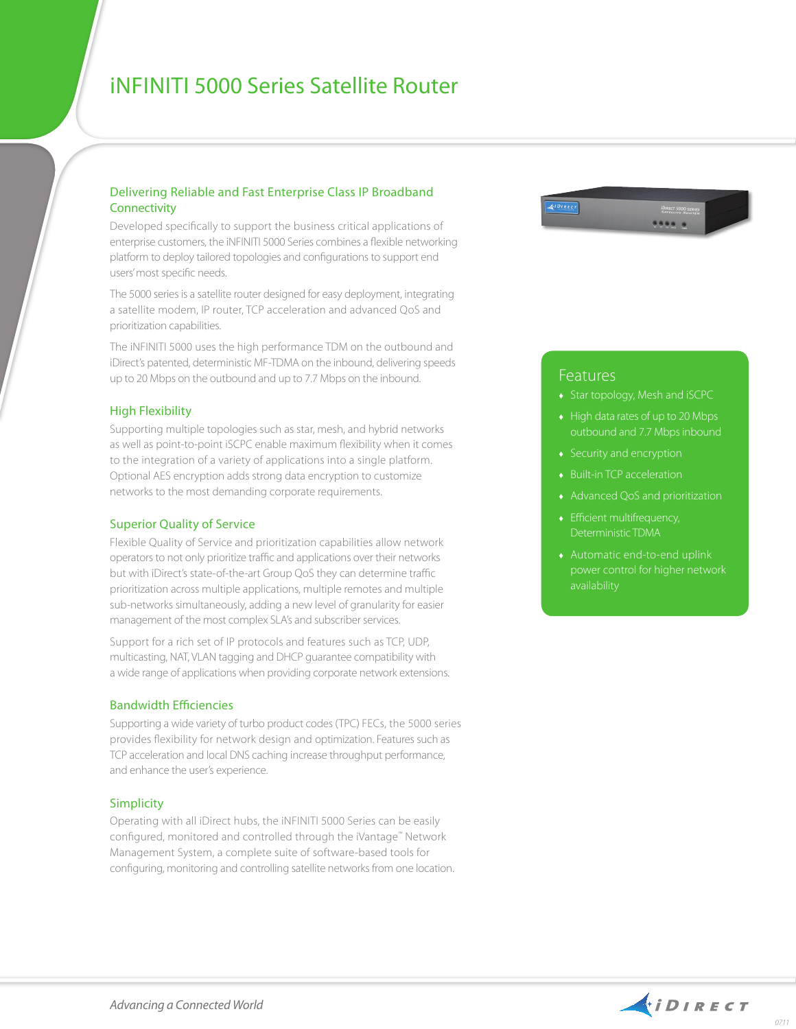# iNFINITI 5000 Series Satellite Router

## Delivering Reliable and Fast Enterprise Class IP Broadband Connectivity

Developed specifically to support the business critical applications of enterprise customers, the iNFINITI 5000 Series combines a flexible networking platform to deploy tailored topologies and configurations to support end users' most specific needs.

The 5000 series is a satellite router designed for easy deployment, integrating a satellite modem, IP router, TCP acceleration and advanced QoS and prioritization capabilities.

The iNFINITI 5000 uses the high performance TDM on the outbound and iDirect's patented, deterministic MF-TDMA on the inbound, delivering speeds up to 20 Mbps on the outbound and up to 7.7 Mbps on the inbound.

## High Flexibility

Supporting multiple topologies such as star, mesh, and hybrid networks as well as point-to-point iSCPC enable maximum flexibility when it comes to the integration of a variety of applications into a single platform. Optional AES encryption adds strong data encryption to customize networks to the most demanding corporate requirements.

## Superior Quality of Service

Flexible Quality of Service and prioritization capabilities allow network operators to not only prioritize traffic and applications over their networks but with iDirect's state-of-the-art Group QoS they can determine traffic prioritization across multiple applications, multiple remotes and multiple sub-networks simultaneously, adding a new level of granularity for easier management of the most complex SLA's and subscriber services.

Support for a rich set of IP protocols and features such as TCP, UDP, multicasting, NAT, VLAN tagging and DHCP guarantee compatibility with a wide range of applications when providing corporate network extensions.

## Bandwidth Efficiencies

Supporting a wide variety of turbo product codes (TPC) FECs, the 5000 series provides flexibility for network design and optimization. Features such as TCP acceleration and local DNS caching increase throughput performance, and enhance the user's experience.

## Simplicity

Operating with all iDirect hubs, the iNFINITI 5000 Series can be easily configured, monitored and controlled through the iVantage™ Network Management System, a complete suite of software-based tools for configuring, monitoring and controlling satellite networks from one location.

## Features

- Star topology, Mesh and iSCPC
- High data rates of up to 20 Mbps outbound and 7.7 Mbps inbound
- Security and encryption
- Built-in TCP acceleration
- Advanced QoS and prioritization
- Efficient multifrequency, Deterministic TDMA
- Automatic end-to-end uplink power control for higher network availability

*Advancing a Connected World*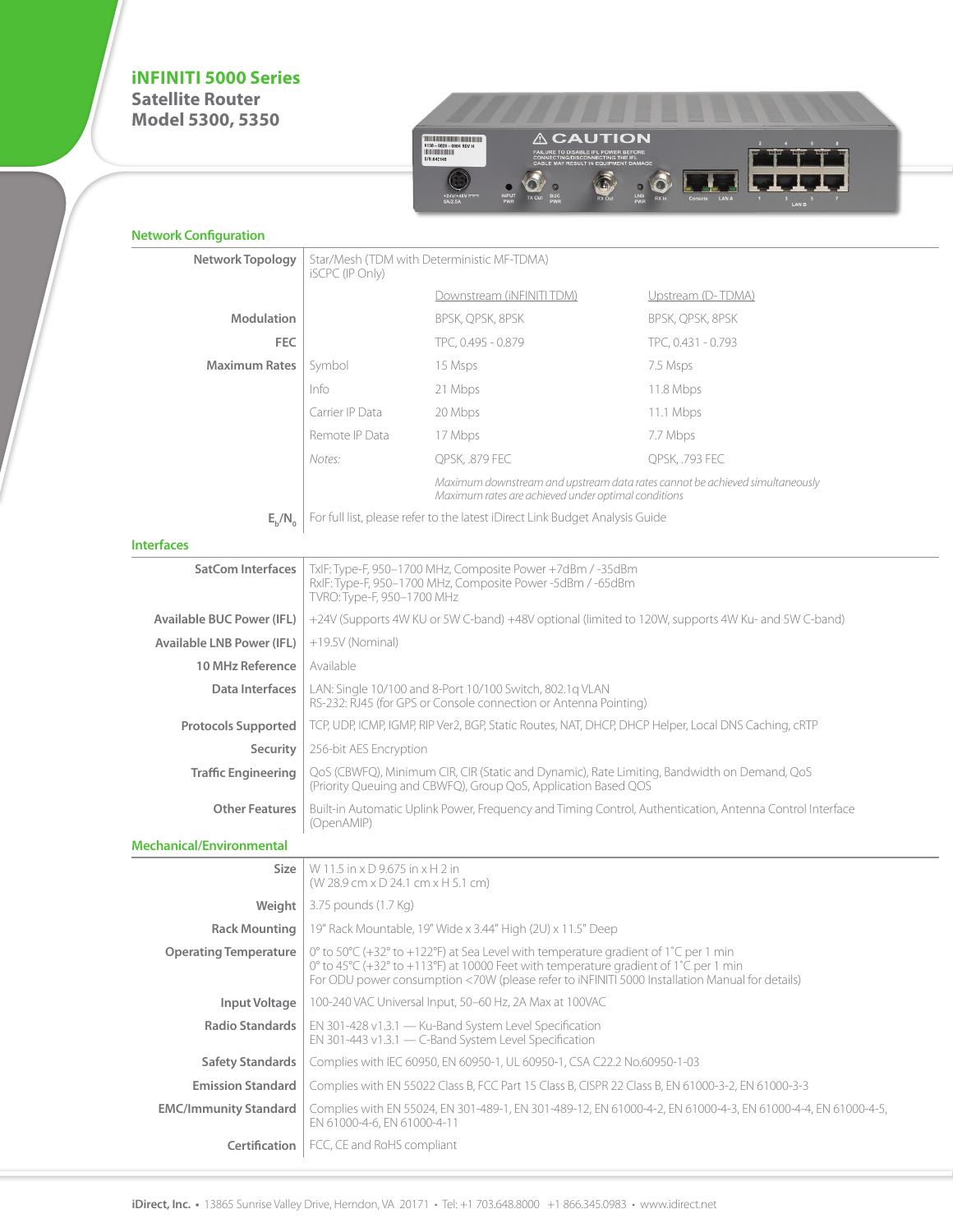**iNFINITI 5000 Series**
**Satellite Router**
**Model 5300, 5350**

## Network Configuration

| | | | |
|---|---|---|---|
| **Network Topology** | Star/Mesh (TDM with Deterministic MF-TDMA)<br>iSCPC (IP Only) | | |
| | | Downstream (iNFINITI TDM) | Upstream (D-TDMA) |
| **Modulation** | | BPSK, QPSK, 8PSK | BPSK, QPSK, 8PSK |
| **FEC** | | TPC, 0.495 - 0.879 | TPC, 0.431 - 0.793 |
| **Maximum Rates** | Symbol | 15 Msps | 7.5 Msps |
| | Info | 21 Mbps | 11.8 Mbps |
| | Carrier IP Data | 20 Mbps | 11.1 Mbps |
| | Remote IP Data | 17 Mbps | 7.7 Mbps |
| | *Notes:* | QPSK, .879 FEC | QPSK, .793 FEC |
| | | *Maximum downstream and upstream data rates cannot be achieved simultaneously*<br>*Maximum rates are achieved under optimal conditions* | |
| **$E_b/N_0$** | For full list, please refer to the latest iDirect Link Budget Analysis Guide | | |

## Interfaces

| | |
|---|---|
| **SatCom Interfaces** | TxIF: Type-F, 950–1700 MHz, Composite Power +7dBm / -35dBm<br>RxIF: Type-F, 950–1700 MHz, Composite Power -5dBm / -65dBm<br>TVRO: Type-F, 950–1700 MHz |
| **Available BUC Power (IFL)** | +24V (Supports 4W KU or 5W C-band) +48V optional (limited to 120W, supports 4W Ku- and 5W C-band) |
| **Available LNB Power (IFL)** | +19.5V (Nominal) |
| **10 MHz Reference** | Available |
| **Data Interfaces** | LAN: Single 10/100 and 8-Port 10/100 Switch, 802.1q VLAN<br>RS-232: RJ45 (for GPS or Console connection or Antenna Pointing) |
| **Protocols Supported** | TCP, UDP, ICMP, IGMP, RIP Ver2, BGP, Static Routes, NAT, DHCP, DHCP Helper, Local DNS Caching, cRTP |
| **Security** | 256-bit AES Encryption |
| **Traffic Engineering** | QoS (CBWFQ), Minimum CIR, CIR (Static and Dynamic), Rate Limiting, Bandwidth on Demand, QoS (Priority Queuing and CBWFQ), Group QoS, Application Based QOS |
| **Other Features** | Built-in Automatic Uplink Power, Frequency and Timing Control, Authentication, Antenna Control Interface (OpenAMIP) |

## Mechanical/Environmental

| | |
|---|---|
| **Size** | W 11.5 in x D 9.675 in x H 2 in<br>(W 28.9 cm x D 24.1 cm x H 5.1 cm) |
| **Weight** | 3.75 pounds (1.7 Kg) |
| **Rack Mounting** | 19" Rack Mountable, 19" Wide x 3.44" High (2U) x 11.5" Deep |
| **Operating Temperature** | 0° to 50°C (+32° to +122°F) at Sea Level with temperature gradient of 1°C per 1 min<br>0° to 45°C (+32° to +113°F) at 10000 Feet with temperature gradient of 1°C per 1 min<br>For ODU power consumption <70W (please refer to iNFINITI 5000 Installation Manual for details) |
| **Input Voltage** | 100-240 VAC Universal Input, 50–60 Hz, 2A Max at 100VAC |
| **Radio Standards** | EN 301-428 v1.3.1 — Ku-Band System Level Specification<br>EN 301-443 v1.3.1 — C-Band System Level Specification |
| **Safety Standards** | Complies with IEC 60950, EN 60950-1, UL 60950-1, CSA C22.2 No.60950-1-03 |
| **Emission Standard** | Complies with EN 55022 Class B, FCC Part 15 Class B, CISPR 22 Class B, EN 61000-3-2, EN 61000-3-3 |
| **EMC/Immunity Standard** | Complies with EN 55024, EN 301-489-1, EN 301-489-12, EN 61000-4-2, EN 61000-4-3, EN 61000-4-4, EN 61000-4-5, EN 61000-4-6, EN 61000-4-11 |
| **Certification** | FCC, CE and RoHS compliant |

**iDirect, Inc.** • 13865 Sunrise Valley Drive, Herndon, VA 20171 • Tel: +1 703.648.8000 +1 866.345.0983 • www.idirect.net